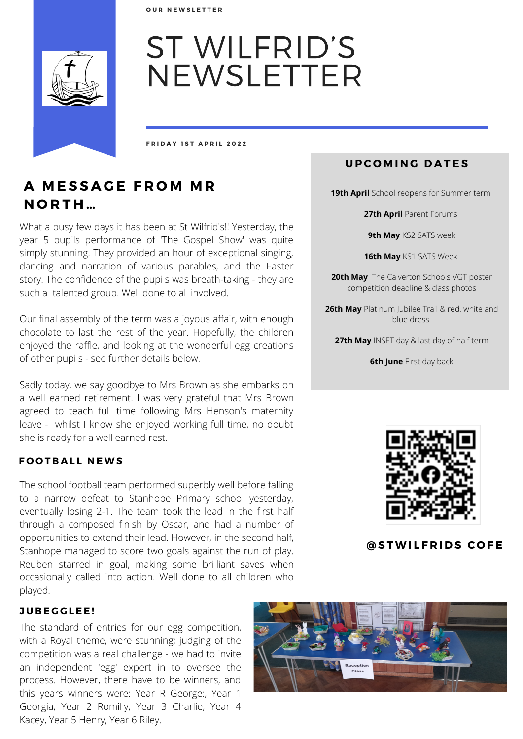OUR NEWSLETTER

# ST WILFRID'S NEWSLETTER

FRIDAY 1ST APRIL 2022

## A MESSAGE FROM MR NORTH...

What a busy few days it has been at St Wilfrid's!! Yesterday, the year 5 pupils performance of 'The Gospel Show' was quite simply stunning. They provided an hour of exceptional singing, dancing and narration of various parables, and the Easter story. The confidence of the pupils was breath-taking - they are such a talented group. Well done to all involved.

Our final assembly of the term was a joyous affair, with enough chocolate to last the rest of the year. Hopefully, the children enjoyed the raffle, and looking at the wonderful egg creations of other pupils - see further details below.

Sadly today, we say goodbye to Mrs Brown as she embarks on a well earned retirement. I was very grateful that Mrs Brown agreed to teach full time following Mrs Henson's maternity leave - whilst I know she enjoyed working full time, no doubt she is ready for a well earned rest.

### FOOTBALL NEWS

The school football team performed superbly well before falling to a narrow defeat to Stanhope Primary school yesterday, eventually losing 2-1. The team took the lead in the first half through a composed finish by Oscar, and had a number of opportunities to extend their lead. However, in the second half, Stanhope managed to score two goals against the run of play. Reuben starred in goal, making some brilliant saves when occasionally called into action. Well done to all children who played.

### JUBEGGLEE!

The standard of entries for our egg competition, with a Royal theme, were stunning; judging of the competition was a real challenge - we had to invite an independent 'egg' expert in to oversee the process. However, there have to be winners, and this years winners were: Year R George:, Year 1 Georgia, Year 2 Romilly, Year 3 Charlie, Year 4 Kacey, Year 5 Henry, Year 6 Riley.

## UPCOMING DATES

**19th April** School reopens for Summer term

**27th April** Parent Forums

**9th May** KS2 SATS week

**16th May** KS1 SATS Week

**20th May** The Calverton Schools VGT poster competition deadline & class photos

**26th May** Platinum Jubilee Trail & red, white and blue dress

**27th May** INSET day & last day of half term

**6th June** First day back

@STWILFRIDS COFE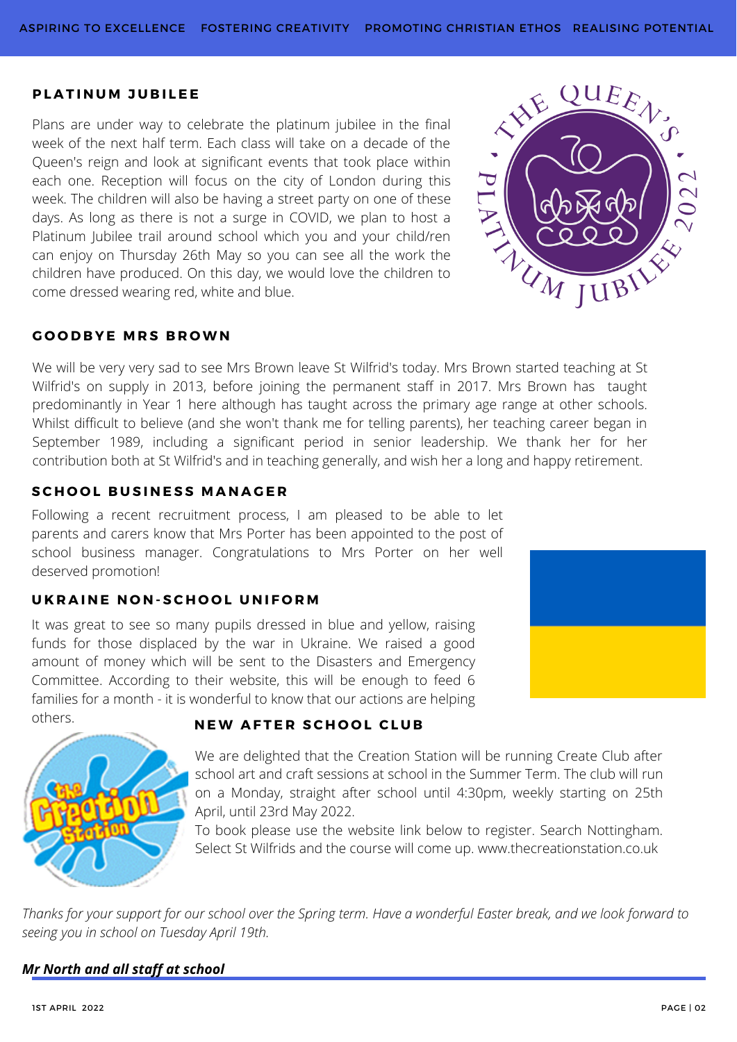## PLATINUM JUBILEE

Plans are under way to celebrate the platinum jubilee in the final week of the next half term. Each class will take on a decade of the Queen's reign and look at significant events that took place within each one. Reception will focus on the city of London during this week. The children will also be having a street party on one of these days. As long as there is not a surge in COVID, we plan to host a Platinum Jubilee trail around school which you and your child/ren can enjoy on Thursday 26th May so you can see all the work the children have produced. On this day, we would love the children to come dressed wearing red, white and blue.

## GOODBYE MRS BROWN

We will be very very sad to see Mrs Brown leave St Wilfrid's today. Mrs Brown started teaching at St Wilfrid's on supply in 2013, before joining the permanent staff in 2017. Mrs Brown has taught predominantly in Year 1 here although has taught across the primary age range at other schools. Whilst difficult to believe (and she won't thank me for telling parents), her teaching career began in September 1989, including a significant period in senior leadership. We thank her for her contribution both at St Wilfrid's and in teaching generally, and wish her a long and happy retirement.

## SCHOOL BUSINESS MANAGER

Following a recent recruitment process, I am pleased to be able to let parents and carers know that Mrs Porter has been appointed to the post of school business manager. Congratulations to Mrs Porter on her well deserved promotion!

## UKRAINE NON-SCHOOL UNIFORM

It was great to see so many pupils dressed in blue and yellow, raising funds for those displaced by the war in Ukraine. We raised a good amount of money which will be sent to the Disasters and Emergency Committee. According to their website, this will be enough to feed 6 families for a month - it is wonderful to know that our actions are helping others.

## NEW AFTER SCHOOL CLUB

We are delighted that the Creation Station will be running Create Club after school art and craft sessions at school in the Summer Term. The club will run on a Monday, straight after school until 4:30pm, weekly starting on 25th April, until 23rd May 2022.

To book please use the website link below to register. Search Nottingham. Select St Wilfrids and the course will come up. www.thecreationstation.co.uk

*Thanks for your support for our school over the Spring term. Have a wonderful Easter break, and we look forward to seeing you in school on Tuesday April 19th.*

***Mr North and all staff at school***